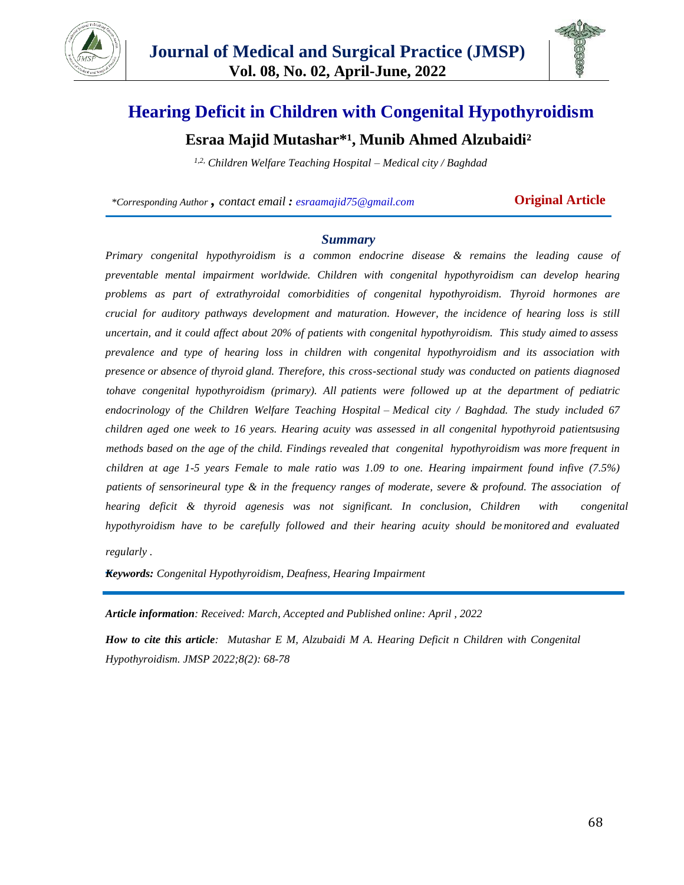# Hearing Deficit in Children with Congenital Hypothyroidism

## Esraa Majid Mutashar*[1], Munib Ahmed Alzubaidi[2]

*[1,2] Children Welfare Teaching Hospital – Medical city / Baghdad*

*\*Corresponding Author , contact email : esraamajid75@gmail.com*

**Original Article**

### *Summary*

*Primary congenital hypothyroidism is a common endocrine disease & remains the leading cause of preventable mental impairment worldwide. Children with congenital hypothyroidism can develop hearing problems as part of extrathyroidal comorbidities of congenital hypothyroidism. Thyroid hormones are crucial for auditory pathways development and maturation. However, the incidence of hearing loss is still uncertain, and it could affect about 20% of patients with congenital hypothyroidism. This study aimed to assess prevalence and type of hearing loss in children with congenital hypothyroidism and its association with presence or absence of thyroid gland. Therefore, this cross-sectional study was conducted on patients diagnosed tohave congenital hypothyroidism (primary). All patients were followed up at the department of pediatric endocrinology of the Children Welfare Teaching Hospital – Medical city / Baghdad. The study included 67 children aged one week to 16 years. Hearing acuity was assessed in all congenital hypothyroid patientsusing methods based on the age of the child. Findings revealed that congenital hypothyroidism was more frequent in children at age 1-5 years Female to male ratio was 1.09 to one. Hearing impairment found infive (7.5%) patients of sensorineural type & in the frequency ranges of moderate, severe & profound. The association of hearing deficit & thyroid agenesis was not significant. In conclusion, Children with congenital hypothyroidism have to be carefully followed and their hearing acuity should be monitored and evaluated regularly .*

***Keywords:** Congenital Hypothyroidism, Deafness, Hearing Impairment*

***Article information**: Received: March, Accepted and Published online: April , 2022*

***How to cite this article**: Mutashar E M, Alzubaidi M A. Hearing Deficit n Children with Congenital Hypothyroidism. JMSP 2022;8(2): 68-78*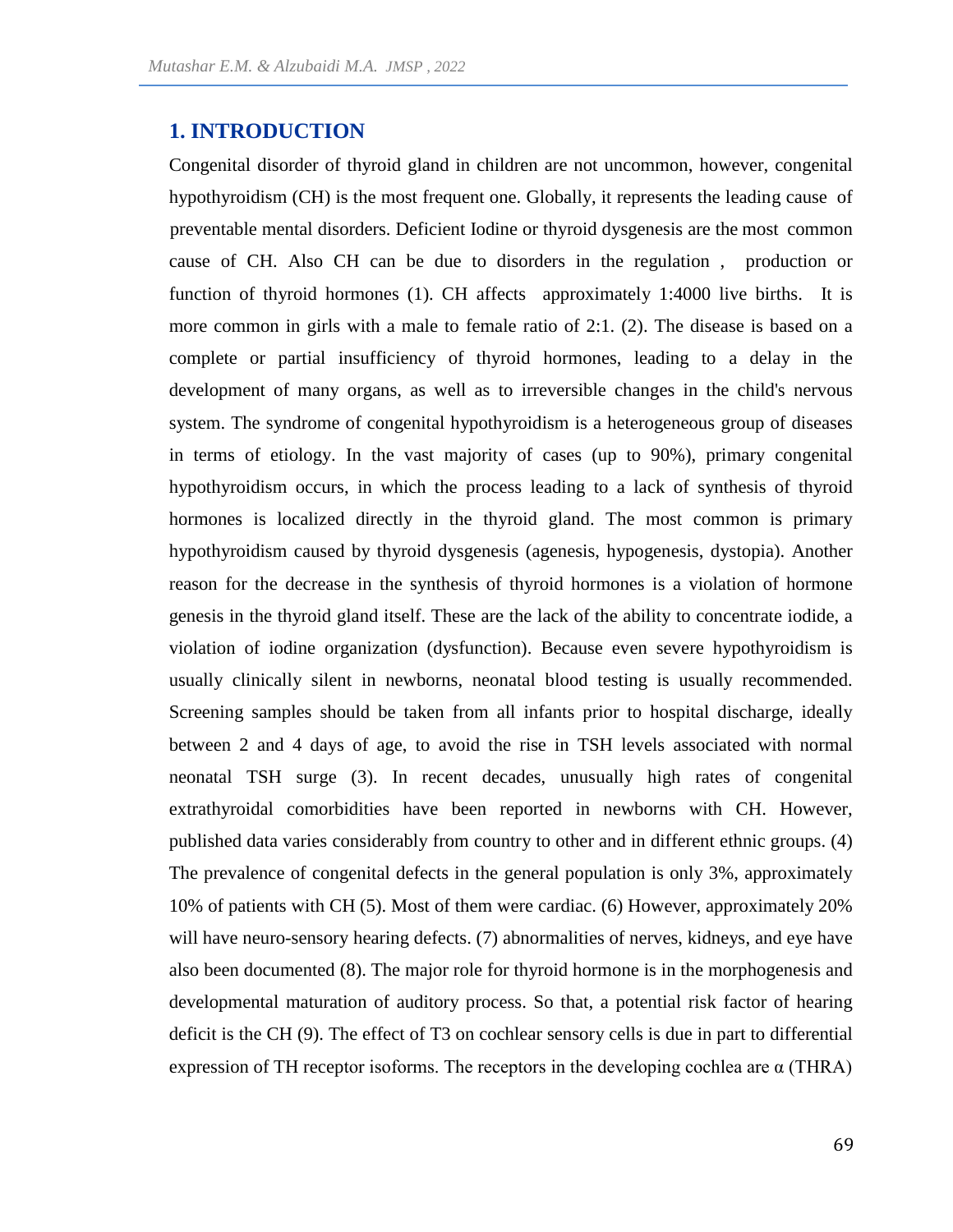## 1. INTRODUCTION

Congenital disorder of thyroid gland in children are not uncommon, however, congenital hypothyroidism (CH) is the most frequent one. Globally, it represents the leading cause of preventable mental disorders. Deficient Iodine or thyroid dysgenesis are the most common cause of CH. Also CH can be due to disorders in the regulation , production or function of thyroid hormones (1). CH affects approximately 1:4000 live births. It is more common in girls with a male to female ratio of 2:1. (2). The disease is based on a complete or partial insufficiency of thyroid hormones, leading to a delay in the development of many organs, as well as to irreversible changes in the child's nervous system. The syndrome of congenital hypothyroidism is a heterogeneous group of diseases in terms of etiology. In the vast majority of cases (up to 90%), primary congenital hypothyroidism occurs, in which the process leading to a lack of synthesis of thyroid hormones is localized directly in the thyroid gland. The most common is primary hypothyroidism caused by thyroid dysgenesis (agenesis, hypogenesis, dystopia). Another reason for the decrease in the synthesis of thyroid hormones is a violation of hormone genesis in the thyroid gland itself. These are the lack of the ability to concentrate iodide, a violation of iodine organization (dysfunction). Because even severe hypothyroidism is usually clinically silent in newborns, neonatal blood testing is usually recommended. Screening samples should be taken from all infants prior to hospital discharge, ideally between 2 and 4 days of age, to avoid the rise in TSH levels associated with normal neonatal TSH surge (3). In recent decades, unusually high rates of congenital extrathyroidal comorbidities have been reported in newborns with CH. However, published data varies considerably from country to other and in different ethnic groups. (4) The prevalence of congenital defects in the general population is only 3%, approximately 10% of patients with CH (5). Most of them were cardiac. (6) However, approximately 20% will have neuro-sensory hearing defects. (7) abnormalities of nerves, kidneys, and eye have also been documented (8). The major role for thyroid hormone is in the morphogenesis and developmental maturation of auditory process. So that, a potential risk factor of hearing deficit is the CH (9). The effect of T3 on cochlear sensory cells is due in part to differential expression of TH receptor isoforms. The receptors in the developing cochlea are α (THRA)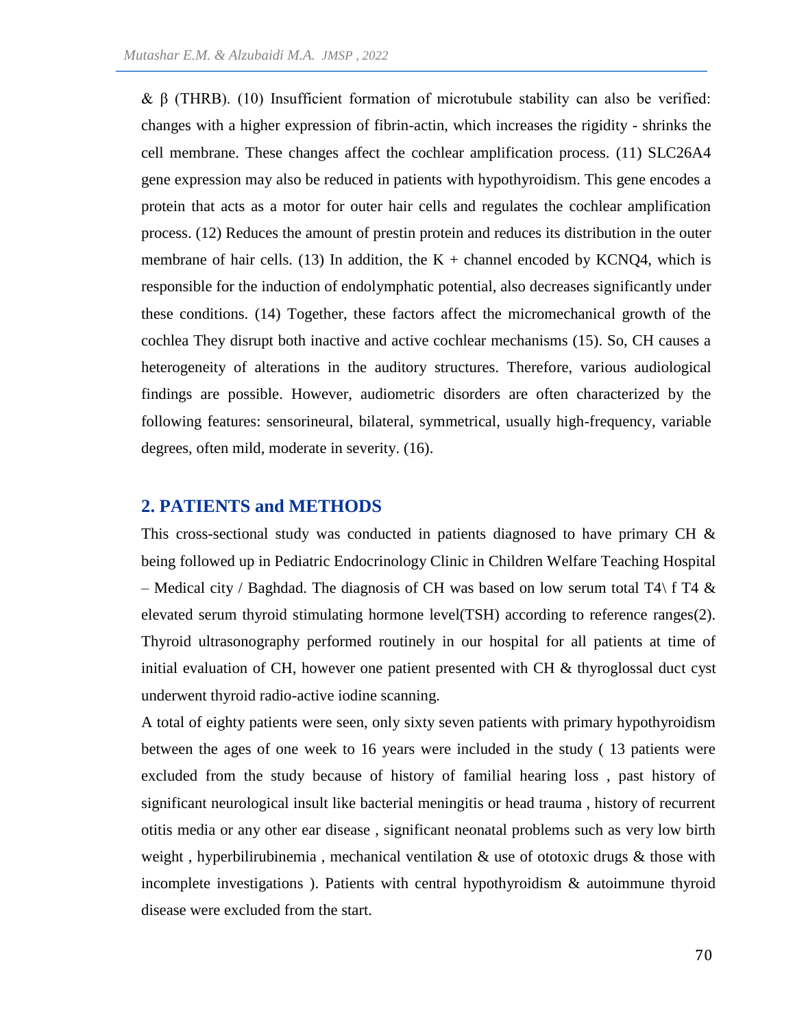& β (THRB). (10) Insufficient formation of microtubule stability can also be verified: changes with a higher expression of fibrin-actin, which increases the rigidity - shrinks the cell membrane. These changes affect the cochlear amplification process. (11) SLC26A4 gene expression may also be reduced in patients with hypothyroidism. This gene encodes a protein that acts as a motor for outer hair cells and regulates the cochlear amplification process. (12) Reduces the amount of prestin protein and reduces its distribution in the outer membrane of hair cells. (13) In addition, the K + channel encoded by KCNQ4, which is responsible for the induction of endolymphatic potential, also decreases significantly under these conditions. (14) Together, these factors affect the micromechanical growth of the cochlea They disrupt both inactive and active cochlear mechanisms (15). So, CH causes a heterogeneity of alterations in the auditory structures. Therefore, various audiological findings are possible. However, audiometric disorders are often characterized by the following features: sensorineural, bilateral, symmetrical, usually high-frequency, variable degrees, often mild, moderate in severity. (16).

## 2. PATIENTS and METHODS

This cross-sectional study was conducted in patients diagnosed to have primary CH & being followed up in Pediatric Endocrinology Clinic in Children Welfare Teaching Hospital – Medical city / Baghdad. The diagnosis of CH was based on low serum total T4\ f T4 & elevated serum thyroid stimulating hormone level(TSH) according to reference ranges(2). Thyroid ultrasonography performed routinely in our hospital for all patients at time of initial evaluation of CH, however one patient presented with CH & thyroglossal duct cyst underwent thyroid radio-active iodine scanning.

A total of eighty patients were seen, only sixty seven patients with primary hypothyroidism between the ages of one week to 16 years were included in the study ( 13 patients were excluded from the study because of history of familial hearing loss , past history of significant neurological insult like bacterial meningitis or head trauma , history of recurrent otitis media or any other ear disease , significant neonatal problems such as very low birth weight , hyperbilirubinemia , mechanical ventilation & use of ototoxic drugs & those with incomplete investigations ). Patients with central hypothyroidism & autoimmune thyroid disease were excluded from the start.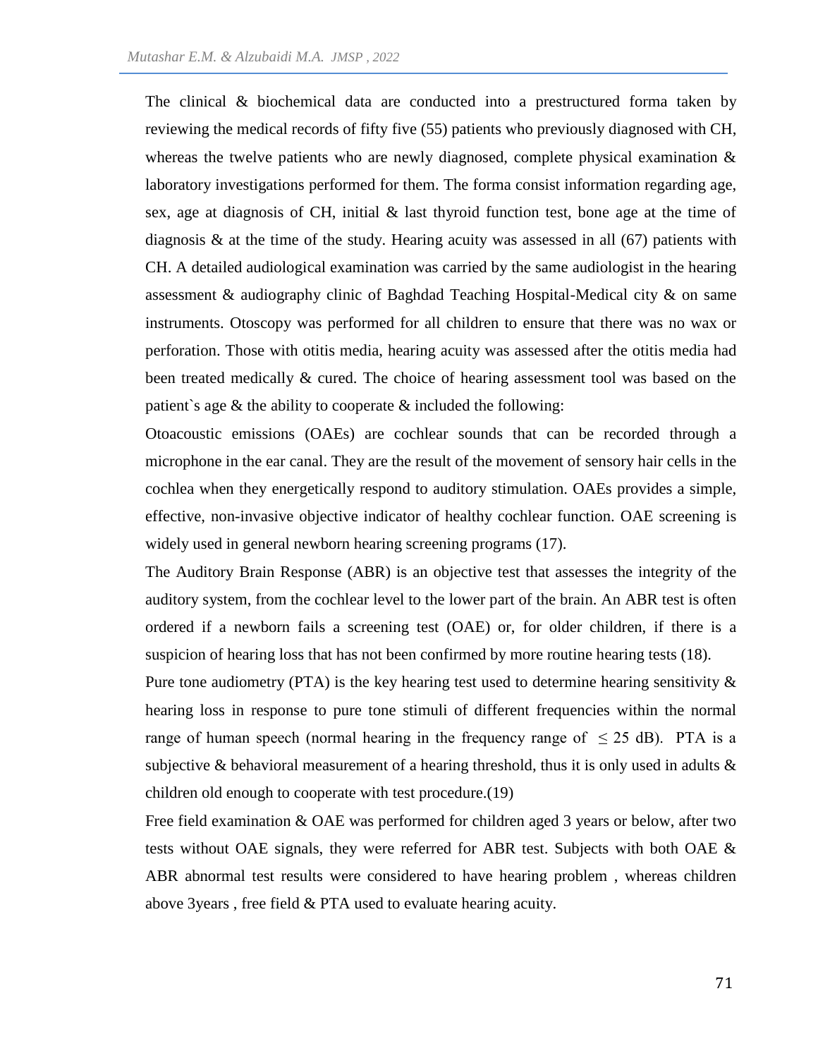The clinical & biochemical data are conducted into a prestructured forma taken by reviewing the medical records of fifty five (55) patients who previously diagnosed with CH, whereas the twelve patients who are newly diagnosed, complete physical examination & laboratory investigations performed for them. The forma consist information regarding age, sex, age at diagnosis of CH, initial & last thyroid function test, bone age at the time of diagnosis & at the time of the study. Hearing acuity was assessed in all (67) patients with CH. A detailed audiological examination was carried by the same audiologist in the hearing assessment & audiography clinic of Baghdad Teaching Hospital-Medical city & on same instruments. Otoscopy was performed for all children to ensure that there was no wax or perforation. Those with otitis media, hearing acuity was assessed after the otitis media had been treated medically & cured. The choice of hearing assessment tool was based on the patient`s age & the ability to cooperate & included the following:

Otoacoustic emissions (OAEs) are cochlear sounds that can be recorded through a microphone in the ear canal. They are the result of the movement of sensory hair cells in the cochlea when they energetically respond to auditory stimulation. OAEs provides a simple, effective, non-invasive objective indicator of healthy cochlear function. OAE screening is widely used in general newborn hearing screening programs (17).

The Auditory Brain Response (ABR) is an objective test that assesses the integrity of the auditory system, from the cochlear level to the lower part of the brain. An ABR test is often ordered if a newborn fails a screening test (OAE) or, for older children, if there is a suspicion of hearing loss that has not been confirmed by more routine hearing tests (18).

Pure tone audiometry (PTA) is the key hearing test used to determine hearing sensitivity & hearing loss in response to pure tone stimuli of different frequencies within the normal range of human speech (normal hearing in the frequency range of $\leq 25$ dB). PTA is a subjective & behavioral measurement of a hearing threshold, thus it is only used in adults & children old enough to cooperate with test procedure.(19)

Free field examination & OAE was performed for children aged 3 years or below, after two tests without OAE signals, they were referred for ABR test. Subjects with both OAE & ABR abnormal test results were considered to have hearing problem , whereas children above 3years , free field & PTA used to evaluate hearing acuity.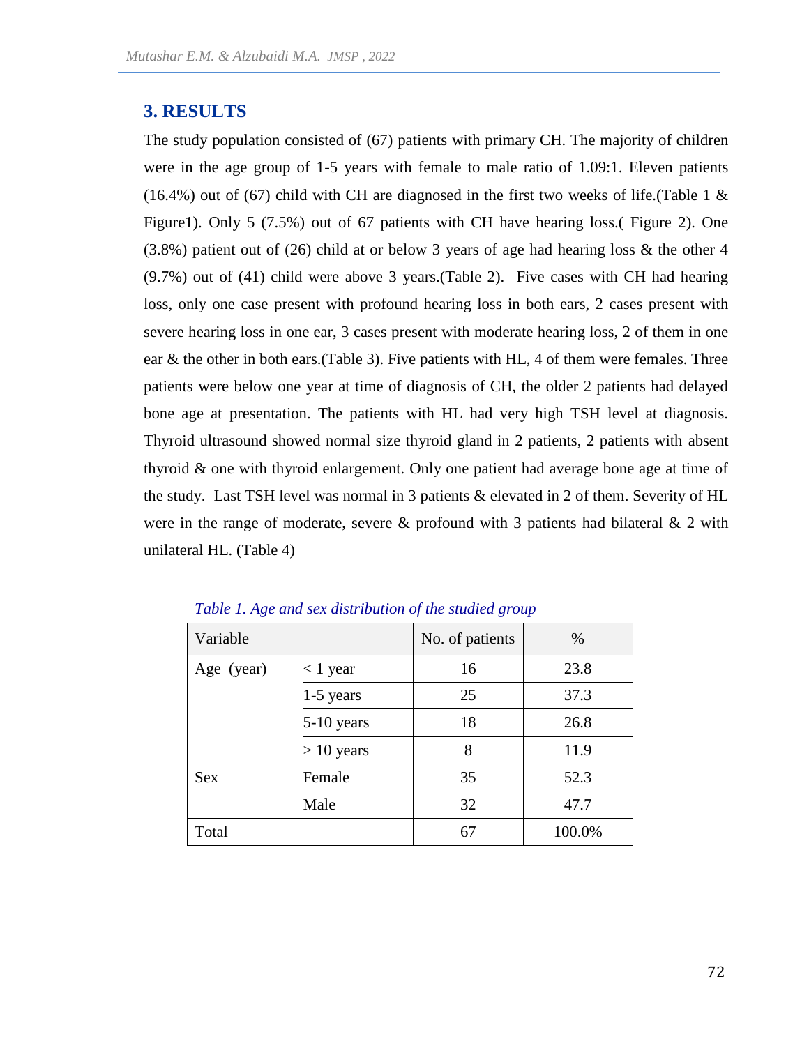## 3. RESULTS

The study population consisted of (67) patients with primary CH. The majority of children were in the age group of 1-5 years with female to male ratio of 1.09:1. Eleven patients (16.4%) out of (67) child with CH are diagnosed in the first two weeks of life.(Table 1 & Figure1). Only 5 (7.5%) out of 67 patients with CH have hearing loss.( Figure 2). One (3.8%) patient out of (26) child at or below 3 years of age had hearing loss & the other 4 (9.7%) out of (41) child were above 3 years.(Table 2). Five cases with CH had hearing loss, only one case present with profound hearing loss in both ears, 2 cases present with severe hearing loss in one ear, 3 cases present with moderate hearing loss, 2 of them in one ear & the other in both ears.(Table 3). Five patients with HL, 4 of them were females. Three patients were below one year at time of diagnosis of CH, the older 2 patients had delayed bone age at presentation. The patients with HL had very high TSH level at diagnosis. Thyroid ultrasound showed normal size thyroid gland in 2 patients, 2 patients with absent thyroid & one with thyroid enlargement. Only one patient had average bone age at time of the study. Last TSH level was normal in 3 patients & elevated in 2 of them. Severity of HL were in the range of moderate, severe & profound with 3 patients had bilateral & 2 with unilateral HL. (Table 4)

*Table 1. Age and sex distribution of the studied group*

| Variable | | No. of patients | % |
|---|---|---|---|
| Age (year) | < 1 year | 16 | 23.8 |
| | 1-5 years | 25 | 37.3 |
| | 5-10 years | 18 | 26.8 |
| | > 10 years | 8 | 11.9 |
| Sex | Female | 35 | 52.3 |
| | Male | 32 | 47.7 |
| Total | | 67 | 100.0% |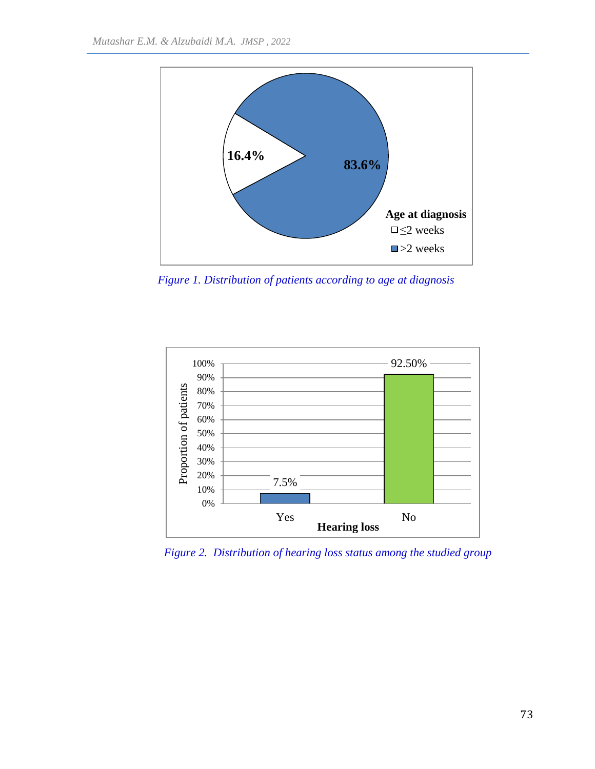Age at diagnosis

- ≤2 weeks: 16.4%
- >2 weeks: 83.6%

*Figure 1. Distribution of patients according to age at diagnosis*

| Hearing loss | Proportion of patients |
| --- | --- |
| Yes | 7.5% |
| No | 92.50% |

*Figure 2. Distribution of hearing loss status among the studied group*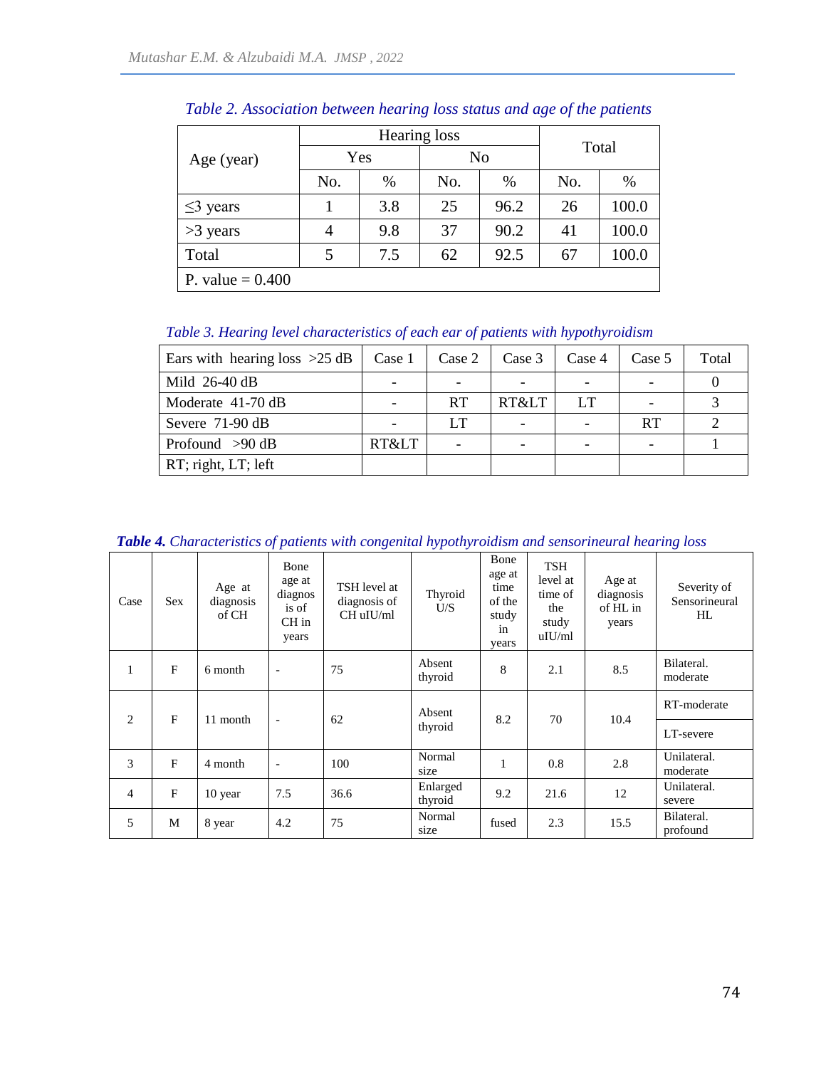*Table 2. Association between hearing loss status and age of the patients*

| Age (year) | Hearing loss | | | | Total | |
|---|---|---|---|---|---|---|
| | Yes | | No | | | |
| | No. | % | No. | % | No. | % |
| ≤3 years | 1 | 3.8 | 25 | 96.2 | 26 | 100.0 |
| >3 years | 4 | 9.8 | 37 | 90.2 | 41 | 100.0 |
| Total | 5 | 7.5 | 62 | 92.5 | 67 | 100.0 |
| P. value = 0.400 | | | | | | |

*Table 3. Hearing level characteristics of each ear of patients with hypothyroidism*

| Ears with hearing loss >25 dB | Case 1 | Case 2 | Case 3 | Case 4 | Case 5 | Total |
|---|---|---|---|---|---|---|
| Mild 26-40 dB | - | - | - | - | - | 0 |
| Moderate 41-70 dB | - | RT | RT&LT | LT | - | 3 |
| Severe 71-90 dB | - | LT | - | - | RT | 2 |
| Profound >90 dB | RT&LT | - | - | - | - | 1 |
| RT; right, LT; left | | | | | | |

***Table 4.*** *Characteristics of patients with congenital hypothyroidism and sensorineural hearing loss*

| Case | Sex | Age at diagnosis of CH | Bone age at diagnosis of CH in years | TSH level at diagnosis of CH uIU/ml | Thyroid U/S | Bone age at time of the study in years | TSH level at time of the study uIU/ml | Age at diagnosis of HL in years | Severity of Sensorineural HL |
|---|---|---|---|---|---|---|---|---|---|
| 1 | F | 6 month | - | 75 | Absent thyroid | 8 | 2.1 | 8.5 | Bilateral. moderate |
| 2 | F | 11 month | - | 62 | Absent thyroid | 8.2 | 70 | 10.4 | RT-moderate<br>LT-severe |
| 3 | F | 4 month | - | 100 | Normal size | 1 | 0.8 | 2.8 | Unilateral. moderate |
| 4 | F | 10 year | 7.5 | 36.6 | Enlarged thyroid | 9.2 | 21.6 | 12 | Unilateral. severe |
| 5 | M | 8 year | 4.2 | 75 | Normal size | fused | 2.3 | 15.5 | Bilateral. profound |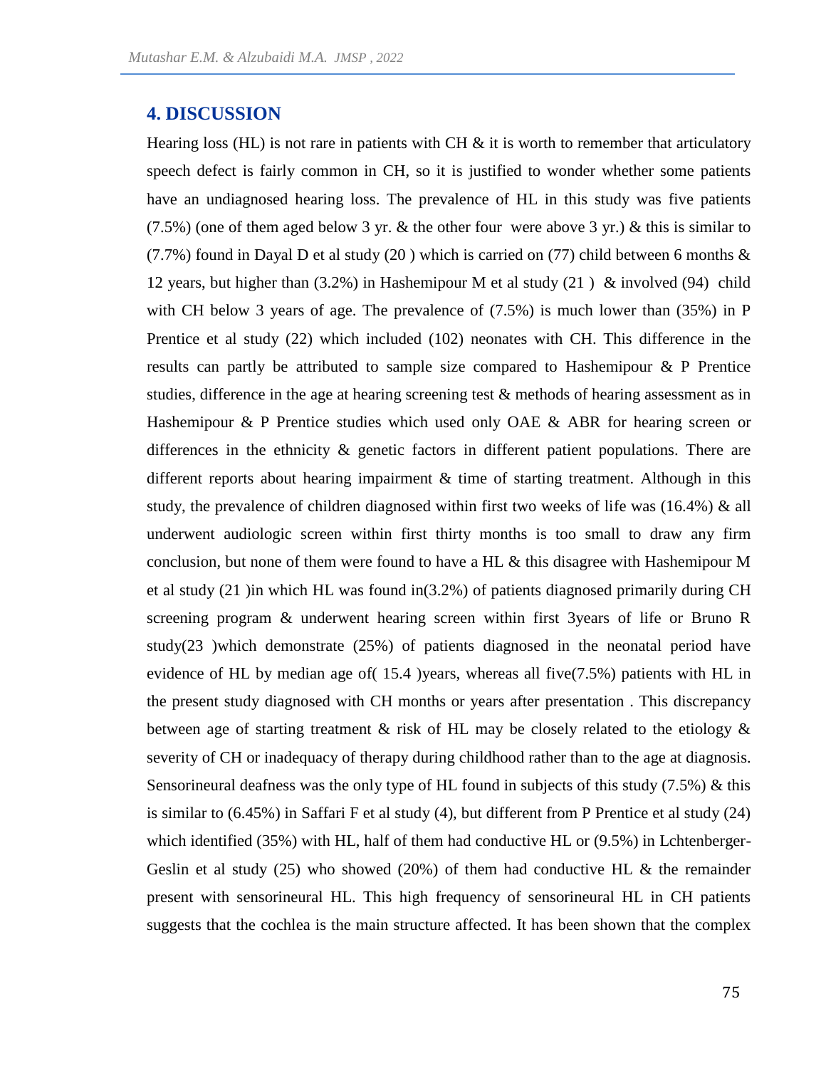## 4. DISCUSSION

Hearing loss (HL) is not rare in patients with CH & it is worth to remember that articulatory speech defect is fairly common in CH, so it is justified to wonder whether some patients have an undiagnosed hearing loss. The prevalence of HL in this study was five patients (7.5%) (one of them aged below 3 yr. & the other four were above 3 yr.) & this is similar to (7.7%) found in Dayal D et al study (20 ) which is carried on (77) child between 6 months & 12 years, but higher than (3.2%) in Hashemipour M et al study (21 ) & involved (94) child with CH below 3 years of age. The prevalence of (7.5%) is much lower than (35%) in P Prentice et al study (22) which included (102) neonates with CH. This difference in the results can partly be attributed to sample size compared to Hashemipour & P Prentice studies, difference in the age at hearing screening test & methods of hearing assessment as in Hashemipour & P Prentice studies which used only OAE & ABR for hearing screen or differences in the ethnicity & genetic factors in different patient populations. There are different reports about hearing impairment & time of starting treatment. Although in this study, the prevalence of children diagnosed within first two weeks of life was (16.4%) & all underwent audiologic screen within first thirty months is too small to draw any firm conclusion, but none of them were found to have a HL & this disagree with Hashemipour M et al study (21 )in which HL was found in(3.2%) of patients diagnosed primarily during CH screening program & underwent hearing screen within first 3years of life or Bruno R study(23 )which demonstrate (25%) of patients diagnosed in the neonatal period have evidence of HL by median age of( 15.4 )years, whereas all five(7.5%) patients with HL in the present study diagnosed with CH months or years after presentation . This discrepancy between age of starting treatment & risk of HL may be closely related to the etiology & severity of CH or inadequacy of therapy during childhood rather than to the age at diagnosis. Sensorineural deafness was the only type of HL found in subjects of this study (7.5%) & this is similar to (6.45%) in Saffari F et al study (4), but different from P Prentice et al study (24) which identified (35%) with HL, half of them had conductive HL or (9.5%) in Lchtenberger-Geslin et al study (25) who showed (20%) of them had conductive HL & the remainder present with sensorineural HL. This high frequency of sensorineural HL in CH patients suggests that the cochlea is the main structure affected. It has been shown that the complex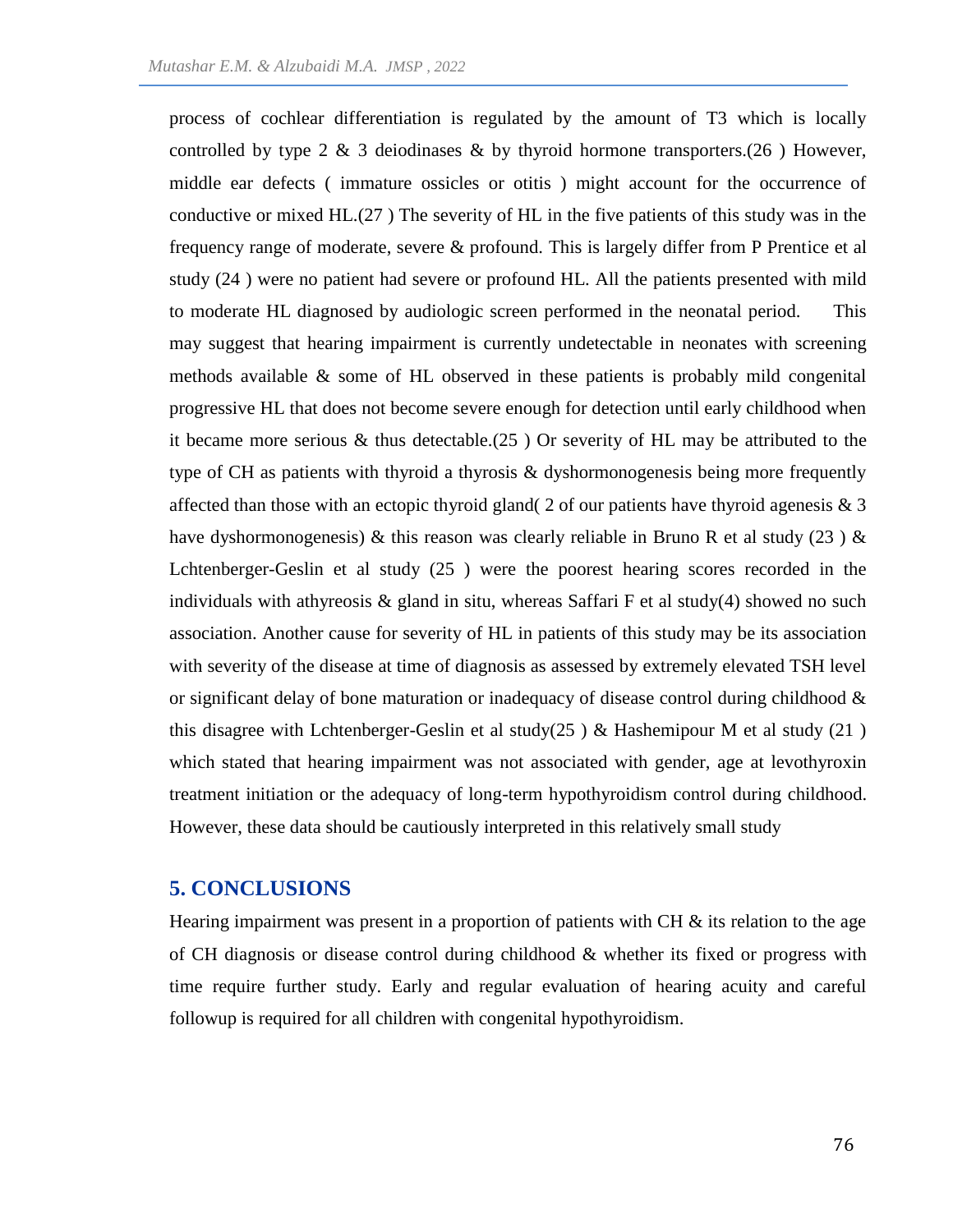process of cochlear differentiation is regulated by the amount of T3 which is locally controlled by type 2 & 3 deiodinases & by thyroid hormone transporters.(26 ) However, middle ear defects ( immature ossicles or otitis ) might account for the occurrence of conductive or mixed HL.(27 ) The severity of HL in the five patients of this study was in the frequency range of moderate, severe & profound. This is largely differ from P Prentice et al study (24 ) were no patient had severe or profound HL. All the patients presented with mild to moderate HL diagnosed by audiologic screen performed in the neonatal period. This may suggest that hearing impairment is currently undetectable in neonates with screening methods available & some of HL observed in these patients is probably mild congenital progressive HL that does not become severe enough for detection until early childhood when it became more serious & thus detectable.(25 ) Or severity of HL may be attributed to the type of CH as patients with thyroid a thyrosis & dyshormonogenesis being more frequently affected than those with an ectopic thyroid gland( 2 of our patients have thyroid agenesis & 3 have dyshormonogenesis) & this reason was clearly reliable in Bruno R et al study (23 ) & Lchtenberger-Geslin et al study (25 ) were the poorest hearing scores recorded in the individuals with athyreosis & gland in situ, whereas Saffari F et al study(4) showed no such association. Another cause for severity of HL in patients of this study may be its association with severity of the disease at time of diagnosis as assessed by extremely elevated TSH level or significant delay of bone maturation or inadequacy of disease control during childhood & this disagree with Lchtenberger-Geslin et al study(25 ) & Hashemipour M et al study (21 ) which stated that hearing impairment was not associated with gender, age at levothyroxin treatment initiation or the adequacy of long-term hypothyroidism control during childhood. However, these data should be cautiously interpreted in this relatively small study

## 5. CONCLUSIONS

Hearing impairment was present in a proportion of patients with CH & its relation to the age of CH diagnosis or disease control during childhood & whether its fixed or progress with time require further study. Early and regular evaluation of hearing acuity and careful followup is required for all children with congenital hypothyroidism.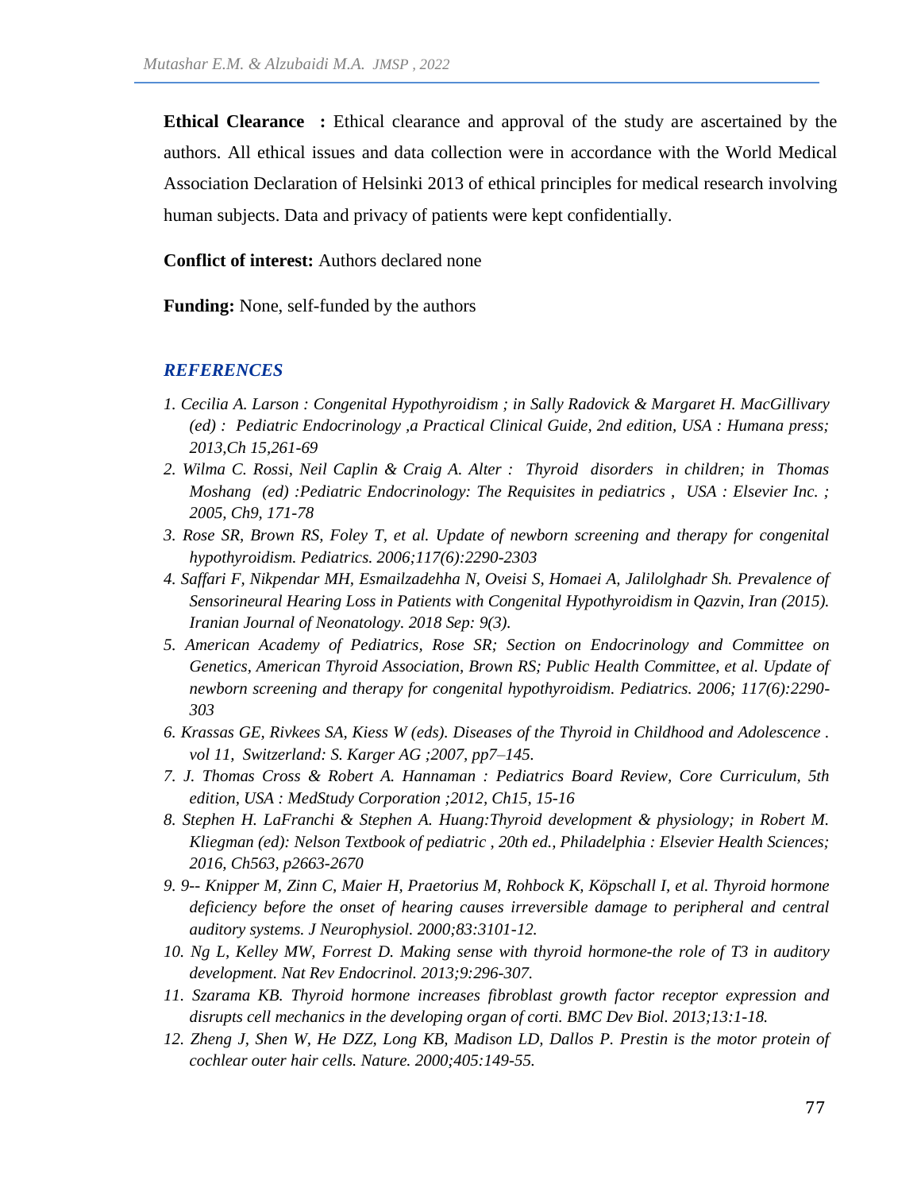**Ethical Clearance :** Ethical clearance and approval of the study are ascertained by the authors. All ethical issues and data collection were in accordance with the World Medical Association Declaration of Helsinki 2013 of ethical principles for medical research involving human subjects. Data and privacy of patients were kept confidentially.

**Conflict of interest:** Authors declared none

**Funding:** None, self-funded by the authors

## *REFERENCES*

1. *Cecilia A. Larson : Congenital Hypothyroidism ; in Sally Radovick & Margaret H. MacGillivary (ed) : Pediatric Endocrinology ,a Practical Clinical Guide, 2nd edition, USA : Humana press; 2013,Ch 15,261-69*
2. *Wilma C. Rossi, Neil Caplin & Craig A. Alter : Thyroid disorders in children; in Thomas Moshang (ed) :Pediatric Endocrinology: The Requisites in pediatrics , USA : Elsevier Inc. ; 2005, Ch9, 171-78*
3. *Rose SR, Brown RS, Foley T, et al. Update of newborn screening and therapy for congenital hypothyroidism. Pediatrics. 2006;117(6):2290-2303*
4. *Saffari F, Nikpendar MH, Esmailzadehha N, Oveisi S, Homaei A, Jalilolghadr Sh. Prevalence of Sensorineural Hearing Loss in Patients with Congenital Hypothyroidism in Qazvin, Iran (2015). Iranian Journal of Neonatology. 2018 Sep: 9(3).*
5. *American Academy of Pediatrics, Rose SR; Section on Endocrinology and Committee on Genetics, American Thyroid Association, Brown RS; Public Health Committee, et al. Update of newborn screening and therapy for congenital hypothyroidism. Pediatrics. 2006; 117(6):2290-303*
6. *Krassas GE, Rivkees SA, Kiess W (eds). Diseases of the Thyroid in Childhood and Adolescence . vol 11, Switzerland: S. Karger AG ;2007, pp7–145.*
7. *J. Thomas Cross & Robert A. Hannaman : Pediatrics Board Review, Core Curriculum, 5th edition, USA : MedStudy Corporation ;2012, Ch15, 15-16*
8. *Stephen H. LaFranchi & Stephen A. Huang:Thyroid development & physiology; in Robert M. Kliegman (ed): Nelson Textbook of pediatric , 20th ed., Philadelphia : Elsevier Health Sciences; 2016, Ch563, p2663-2670*
9. *9-- Knipper M, Zinn C, Maier H, Praetorius M, Rohbock K, Köpschall I, et al. Thyroid hormone deficiency before the onset of hearing causes irreversible damage to peripheral and central auditory systems. J Neurophysiol. 2000;83:3101-12.*
10. *Ng L, Kelley MW, Forrest D. Making sense with thyroid hormone-the role of T3 in auditory development. Nat Rev Endocrinol. 2013;9:296-307.*
11. *Szarama KB. Thyroid hormone increases fibroblast growth factor receptor expression and disrupts cell mechanics in the developing organ of corti. BMC Dev Biol. 2013;13:1-18.*
12. *Zheng J, Shen W, He DZZ, Long KB, Madison LD, Dallos P. Prestin is the motor protein of cochlear outer hair cells. Nature. 2000;405:149-55.*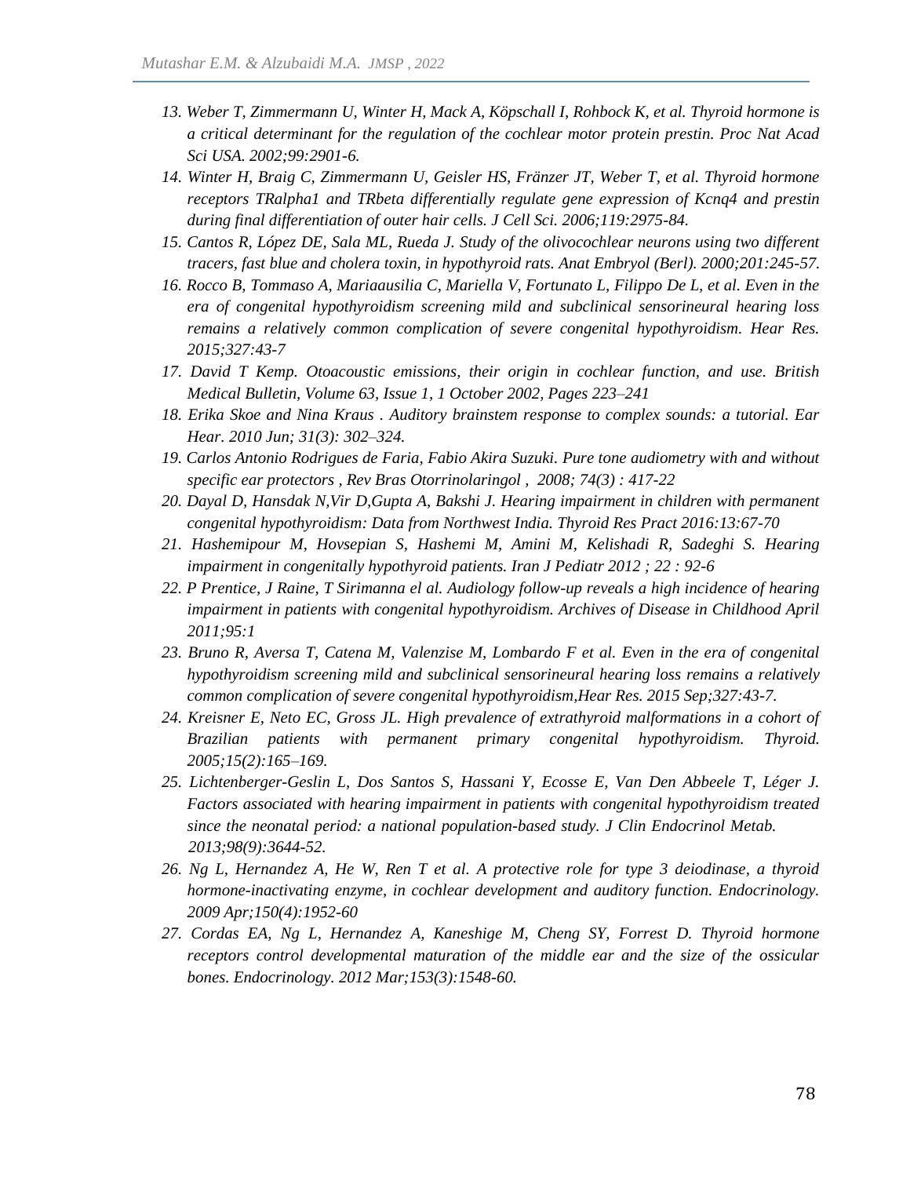13. *Weber T, Zimmermann U, Winter H, Mack A, Köpschall I, Rohbock K, et al. Thyroid hormone is a critical determinant for the regulation of the cochlear motor protein prestin. Proc Nat Acad Sci USA. 2002;99:2901-6.*
14. *Winter H, Braig C, Zimmermann U, Geisler HS, Fränzer JT, Weber T, et al. Thyroid hormone receptors TRalpha1 and TRbeta differentially regulate gene expression of Kcnq4 and prestin during final differentiation of outer hair cells. J Cell Sci. 2006;119:2975-84.*
15. *Cantos R, López DE, Sala ML, Rueda J. Study of the olivocochlear neurons using two different tracers, fast blue and cholera toxin, in hypothyroid rats. Anat Embryol (Berl). 2000;201:245-57.*
16. *Rocco B, Tommaso A, Mariaausilia C, Mariella V, Fortunato L, Filippo De L, et al. Even in the era of congenital hypothyroidism screening mild and subclinical sensorineural hearing loss remains a relatively common complication of severe congenital hypothyroidism. Hear Res. 2015;327:43-7*
17. *David T Kemp. Otoacoustic emissions, their origin in cochlear function, and use. British Medical Bulletin, Volume 63, Issue 1, 1 October 2002, Pages 223–241*
18. *Erika Skoe and Nina Kraus . Auditory brainstem response to complex sounds: a tutorial. Ear Hear. 2010 Jun; 31(3): 302–324.*
19. *Carlos Antonio Rodrigues de Faria, Fabio Akira Suzuki. Pure tone audiometry with and without specific ear protectors , Rev Bras Otorrinolaringol , 2008; 74(3) : 417-22*
20. *Dayal D, Hansdak N,Vir D,Gupta A, Bakshi J. Hearing impairment in children with permanent congenital hypothyroidism: Data from Northwest India. Thyroid Res Pract 2016:13:67-70*
21. *Hashemipour M, Hovsepian S, Hashemi M, Amini M, Kelishadi R, Sadeghi S. Hearing impairment in congenitally hypothyroid patients. Iran J Pediatr 2012 ; 22 : 92-6*
22. *P Prentice, J Raine, T Sirimanna el al. Audiology follow-up reveals a high incidence of hearing impairment in patients with congenital hypothyroidism. Archives of Disease in Childhood April 2011;95:1*
23. *Bruno R, Aversa T, Catena M, Valenzise M, Lombardo F et al. Even in the era of congenital hypothyroidism screening mild and subclinical sensorineural hearing loss remains a relatively common complication of severe congenital hypothyroidism,Hear Res. 2015 Sep;327:43-7.*
24. *Kreisner E, Neto EC, Gross JL. High prevalence of extrathyroid malformations in a cohort of Brazilian patients with permanent primary congenital hypothyroidism. Thyroid. 2005;15(2):165–169.*
25. *Lichtenberger-Geslin L, Dos Santos S, Hassani Y, Ecosse E, Van Den Abbeele T, Léger J. Factors associated with hearing impairment in patients with congenital hypothyroidism treated since the neonatal period: a national population-based study. J Clin Endocrinol Metab. 2013;98(9):3644-52.*
26. *Ng L, Hernandez A, He W, Ren T et al. A protective role for type 3 deiodinase, a thyroid hormone-inactivating enzyme, in cochlear development and auditory function. Endocrinology. 2009 Apr;150(4):1952-60*
27. *Cordas EA, Ng L, Hernandez A, Kaneshige M, Cheng SY, Forrest D. Thyroid hormone receptors control developmental maturation of the middle ear and the size of the ossicular bones. Endocrinology. 2012 Mar;153(3):1548-60.*